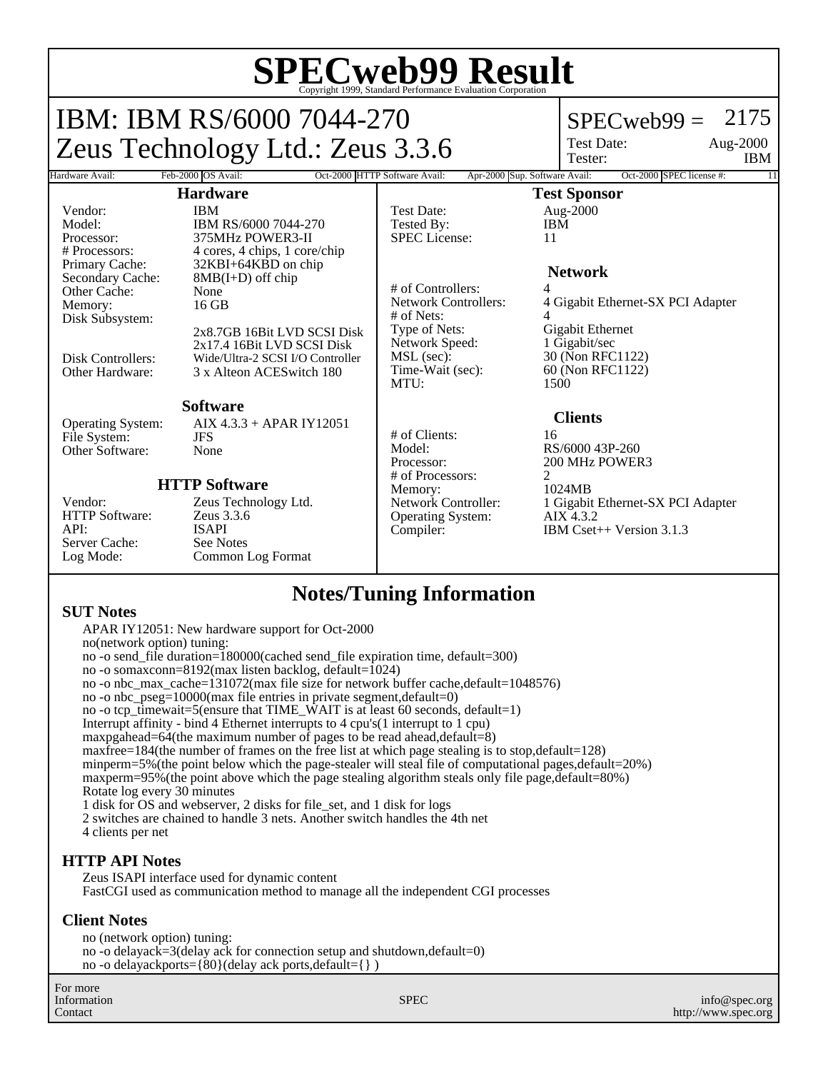# SPECweb99 Result

Copyright 1999, Standard Performance Evaluation Corporation

## IBM: IBM RS/6000 7044-270
## Zeus Technology Ltd.: Zeus 3.3.6

SPECweb99 = 2175

Test Date: Aug-2000
Tester: IBM

| Hardware Avail: | Feb-2000 | OS Avail: | Oct-2000 | HTTP Software Avail: | Apr-2000 | Sup. Software Avail: | Oct-2000 | SPEC license #: | 11 |
|---|---|---|---|---|---|---|---|---|---|

### Hardware

| | |
|---|---|
| Vendor: | IBM |
| Model: | IBM RS/6000 7044-270 |
| Processor: | 375MHz POWER3-II |
| # Processors: | 4 cores, 4 chips, 1 core/chip |
| Primary Cache: | 32KBI+64KBD on chip |
| Secondary Cache: | 8MB(I+D) off chip |
| Other Cache: | None |
| Memory: | 16 GB |
| Disk Subsystem: | 2x8.7GB 16Bit LVD SCSI Disk<br>2x17.4 16Bit LVD SCSI Disk |
| Disk Controllers: | Wide/Ultra-2 SCSI I/O Controller |
| Other Hardware: | 3 x Alteon ACESwitch 180 |

### Software

| | |
|---|---|
| Operating System: | AIX 4.3.3 + APAR IY12051 |
| File System: | JFS |
| Other Software: | None |

### HTTP Software

| | |
|---|---|
| Vendor: | Zeus Technology Ltd. |
| HTTP Software: | Zeus 3.3.6 |
| API: | ISAPI |
| Server Cache: | See Notes |
| Log Mode: | Common Log Format |

### Test Sponsor

| | |
|---|---|
| Test Date: | Aug-2000 |
| Tested By: | IBM |
| SPEC License: | 11 |

### Network

| | |
|---|---|
| # of Controllers: | 4 |
| Network Controllers: | 4 Gigabit Ethernet-SX PCI Adapter |
| # of Nets: | 4 |
| Type of Nets: | Gigabit Ethernet |
| Network Speed: | 1 Gigabit/sec |
| MSL (sec): | 30 (Non RFC1122) |
| Time-Wait (sec): | 60 (Non RFC1122) |
| MTU: | 1500 |

### Clients

| | |
|---|---|
| # of Clients: | 16 |
| Model: | RS/6000 43P-260 |
| Processor: | 200 MHz POWER3 |
| # of Processors: | 2 |
| Memory: | 1024MB |
| Network Controller: | 1 Gigabit Ethernet-SX PCI Adapter |
| Operating System: | AIX 4.3.2 |
| Compiler: | IBM Cset++ Version 3.1.3 |

## Notes/Tuning Information

### SUT Notes

APAR IY12051: New hardware support for Oct-2000
no(network option) tuning:
no -o send_file duration=180000(cached send_file expiration time, default=300)
no -o somaxconn=8192(max listen backlog, default=1024)
no -o nbc_max_cache=131072(max file size for network buffer cache,default=1048576)
no -o nbc_pseg=10000(max file entries in private segment,default=0)
no -o tcp_timewait=5(ensure that TIME_WAIT is at least 60 seconds, default=1)
Interrupt affinity - bind 4 Ethernet interrupts to 4 cpu's(1 interrupt to 1 cpu)
maxpgahead=64(the maximum number of pages to be read ahead,default=8)
maxfree=184(the number of frames on the free list at which page stealing is to stop,default=128)
minperm=5%(the point below which the page-stealer will steal file of computational pages,default=20%)
maxperm=95%(the point above which the page stealing algorithm steals only file page,default=80%)
Rotate log every 30 minutes
1 disk for OS and webserver, 2 disks for file_set, and 1 disk for logs
2 switches are chained to handle 3 nets. Another switch handles the 4th net
4 clients per net

### HTTP API Notes

Zeus ISAPI interface used for dynamic content
FastCGI used as communication method to manage all the independent CGI processes

### Client Notes

no (network option) tuning:
no -o delayack=3(delay ack for connection setup and shutdown,default=0)
no -o delayackports={80}(delay ack ports,default={} )

For more Information Contact: SPEC — info@spec.org — http://www.spec.org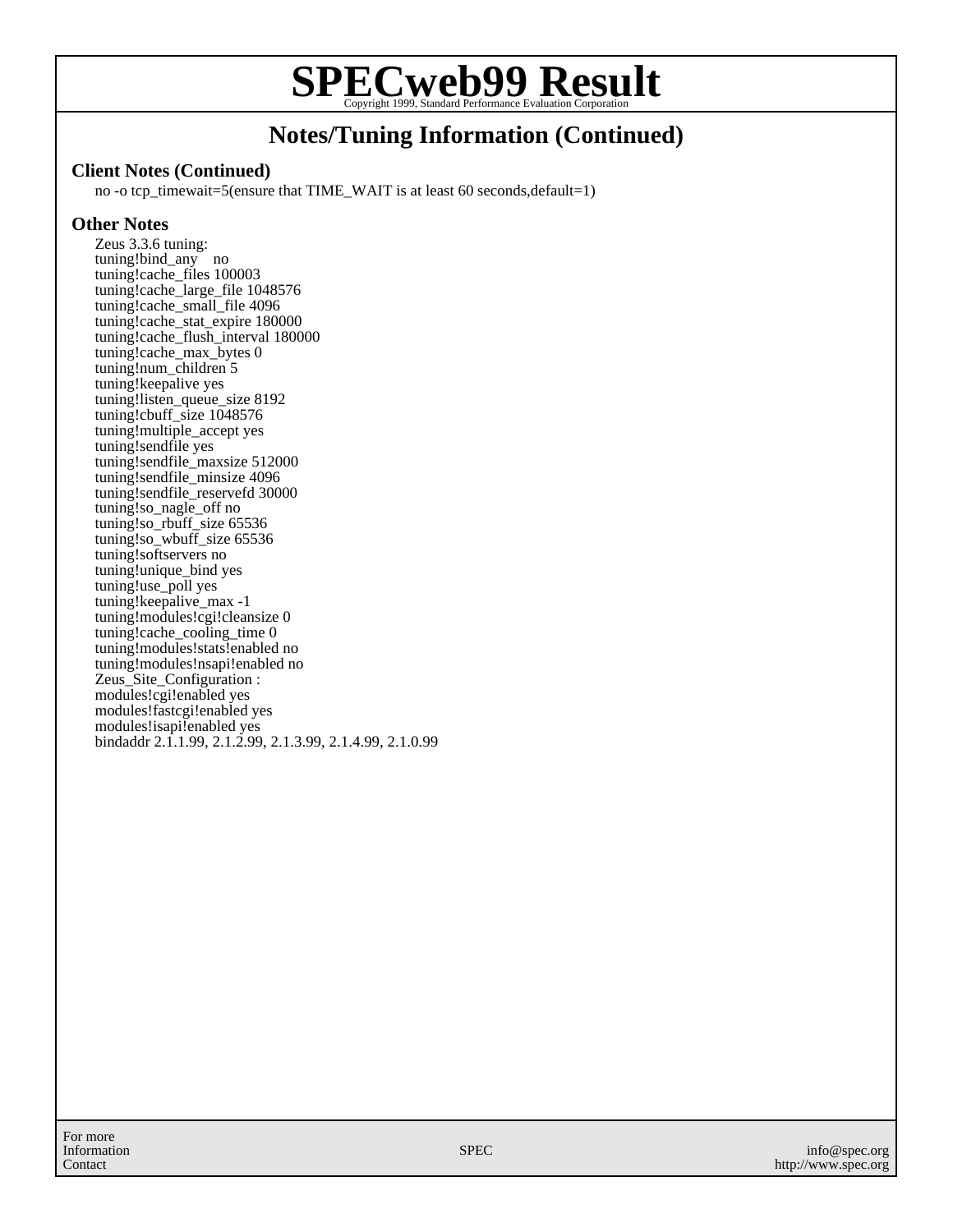# SPECweb99 Result

Copyright 1999, Standard Performance Evaluation Corporation

## Notes/Tuning Information (Continued)

### Client Notes (Continued)

no -o tcp_timewait=5(ensure that TIME_WAIT is at least 60 seconds,default=1)

### Other Notes

Zeus 3.3.6 tuning:
tuning!bind_any no
tuning!cache_files 100003
tuning!cache_large_file 1048576
tuning!cache_small_file 4096
tuning!cache_stat_expire 180000
tuning!cache_flush_interval 180000
tuning!cache_max_bytes 0
tuning!num_children 5
tuning!keepalive yes
tuning!listen_queue_size 8192
tuning!cbuff_size 1048576
tuning!multiple_accept yes
tuning!sendfile yes
tuning!sendfile_maxsize 512000
tuning!sendfile_minsize 4096
tuning!sendfile_reservefd 30000
tuning!so_nagle_off no
tuning!so_rbuff_size 65536
tuning!so_wbuff_size 65536
tuning!softservers no
tuning!unique_bind yes
tuning!use_poll yes
tuning!keepalive_max -1
tuning!modules!cgi!cleansize 0
tuning!cache_cooling_time 0
tuning!modules!stats!enabled no
tuning!modules!nsapi!enabled no
Zeus_Site_Configuration :
modules!cgi!enabled yes
modules!fastcgi!enabled yes
modules!isapi!enabled yes
bindaddr 2.1.1.99, 2.1.2.99, 2.1.3.99, 2.1.4.99, 2.1.0.99

For more Information Contact | SPEC | info@spec.org http://www.spec.org